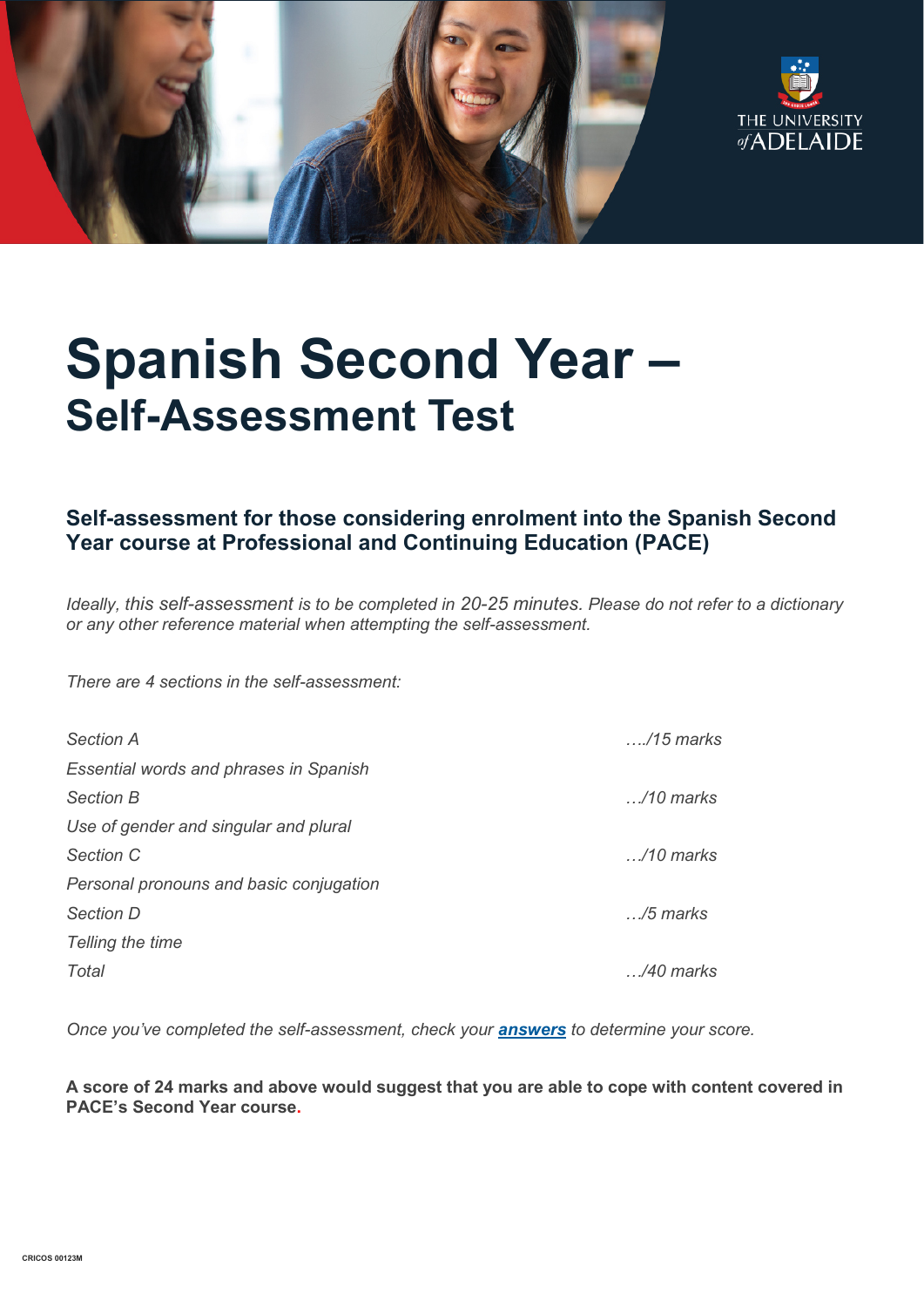# Spanish Second Year –
## Self-Assessment Test

### Self-assessment for those considering enrolment into the Spanish Second Year course at Professional and Continuing Education (PACE)

*Ideally, this self-assessment is to be completed in 20-25 minutes. Please do not refer to a dictionary or any other reference material when attempting the self-assessment.*

*There are 4 sections in the self-assessment:*

| | |
|---|---|
| *Section A* | *…./15 marks* |
| *Essential words and phrases in Spanish* | |
| *Section B* | *…/10 marks* |
| *Use of gender and singular and plural* | |
| *Section C* | *…/10 marks* |
| *Personal pronouns and basic conjugation* | |
| *Section D* | *…/5 marks* |
| *Telling the time* | |
| *Total* | *…/40 marks* |

*Once you've completed the self-assessment, check your* ***answers*** *to determine your score.*

**A score of 24 marks and above would suggest that you are able to cope with content covered in PACE's Second Year course.**

CRICOS 00123M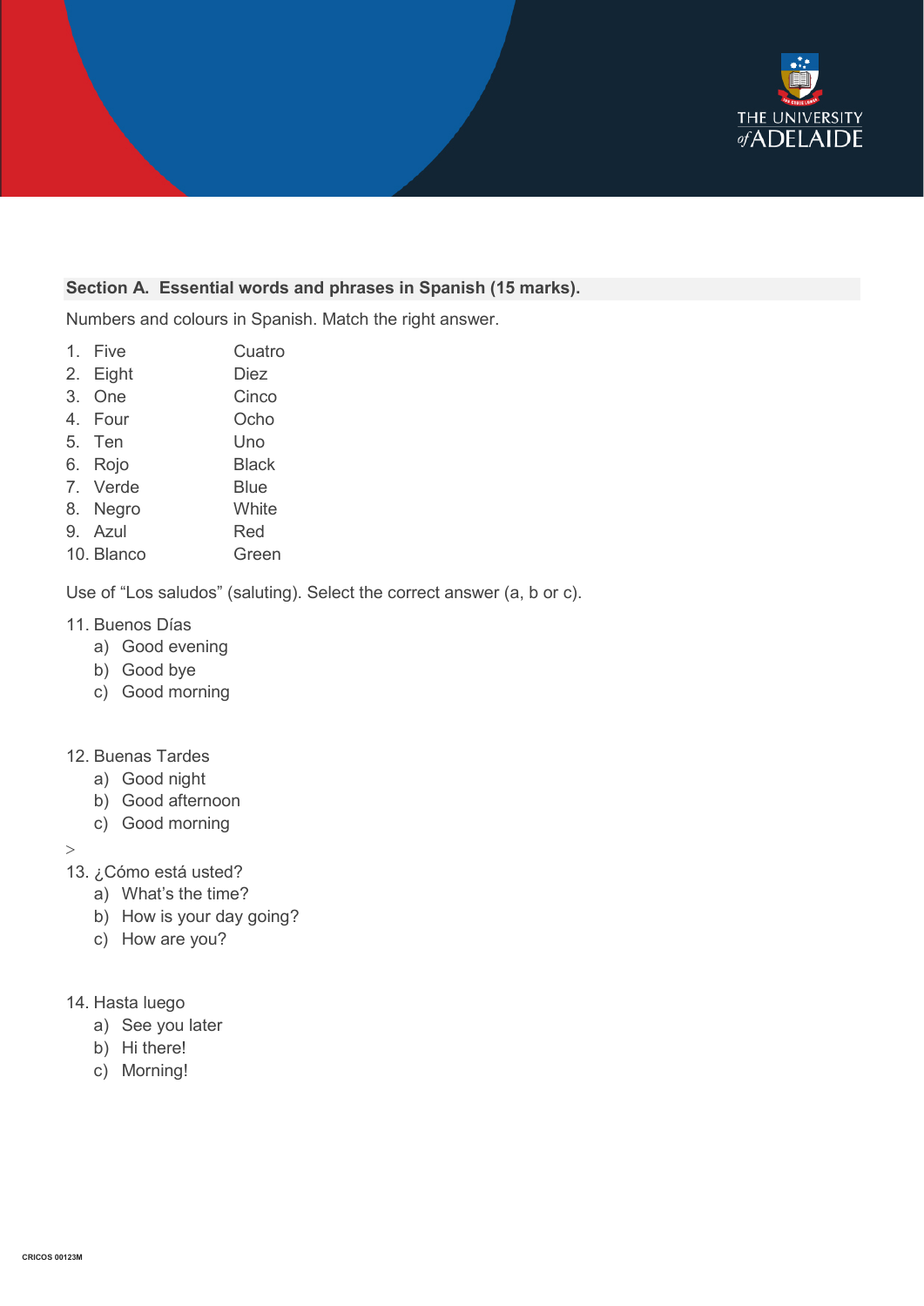## Section A. Essential words and phrases in Spanish (15 marks).

Numbers and colours in Spanish. Match the right answer.

| | |
|---|---|
| 1. Five | Cuatro |
| 2. Eight | Diez |
| 3. One | Cinco |
| 4. Four | Ocho |
| 5. Ten | Uno |
| 6. Rojo | Black |
| 7. Verde | Blue |
| 8. Negro | White |
| 9. Azul | Red |
| 10. Blanco | Green |

Use of "Los saludos" (saluting). Select the correct answer (a, b or c).

11. Buenos Días
    a) Good evening
    b) Good bye
    c) Good morning

12. Buenas Tardes
    a) Good night
    b) Good afternoon
    c) Good morning

>

13. ¿Cómo está usted?
    a) What's the time?
    b) How is your day going?
    c) How are you?

14. Hasta luego
    a) See you later
    b) Hi there!
    c) Morning!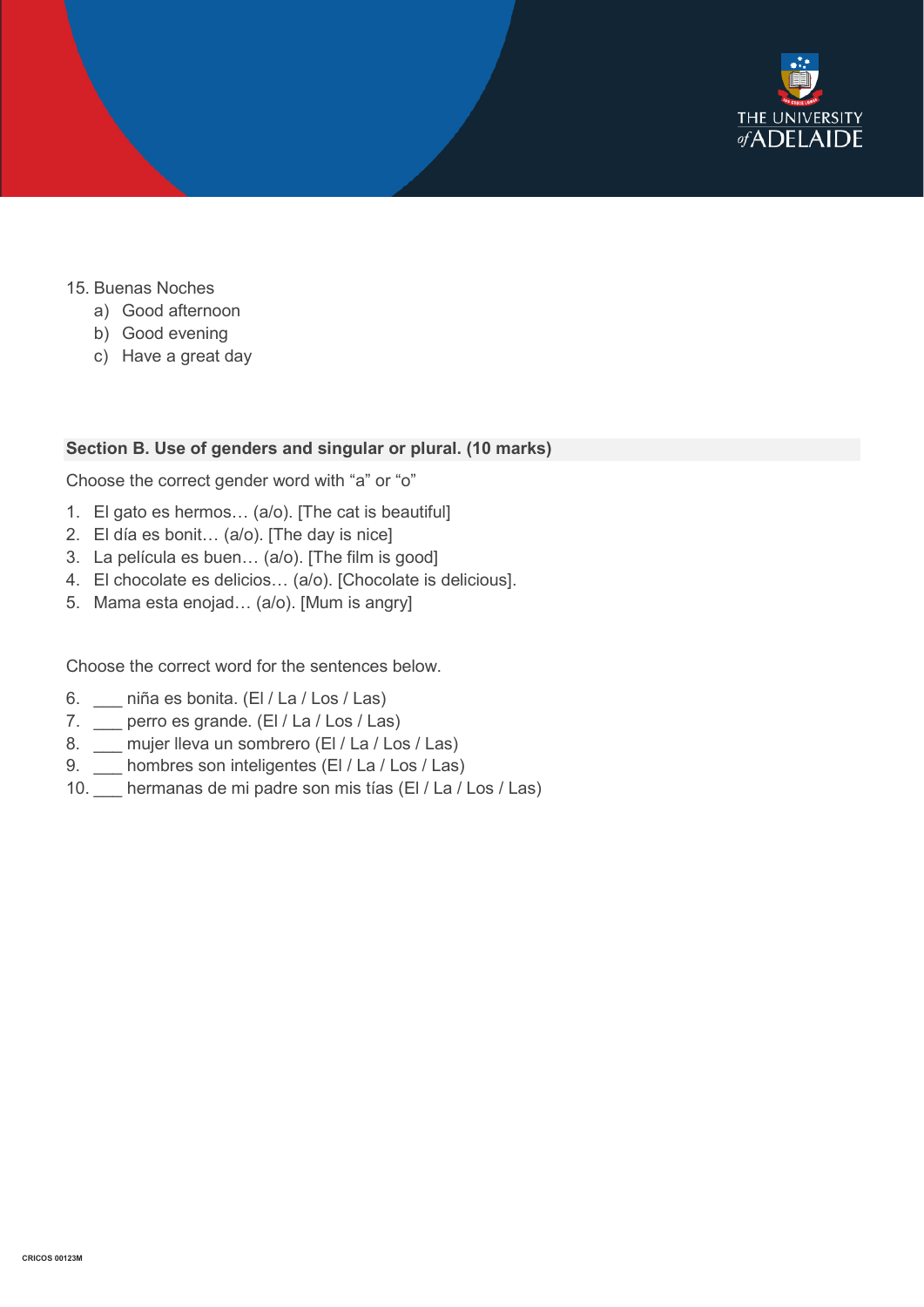15. Buenas Noches
    a) Good afternoon
    b) Good evening
    c) Have a great day

**Section B. Use of genders and singular or plural. (10 marks)**

Choose the correct gender word with "a" or "o"

1. El gato es hermos… (a/o). [The cat is beautiful]
2. El día es bonit… (a/o). [The day is nice]
3. La película es buen… (a/o). [The film is good]
4. El chocolate es delicios… (a/o). [Chocolate is delicious].
5. Mama esta enojad… (a/o). [Mum is angry]

Choose the correct word for the sentences below.

6. ___ niña es bonita. (El / La / Los / Las)
7. ___ perro es grande. (El / La / Los / Las)
8. ___ mujer lleva un sombrero (El / La / Los / Las)
9. ___ hombres son inteligentes (El / La / Los / Las)
10. ___ hermanas de mi padre son mis tías (El / La / Los / Las)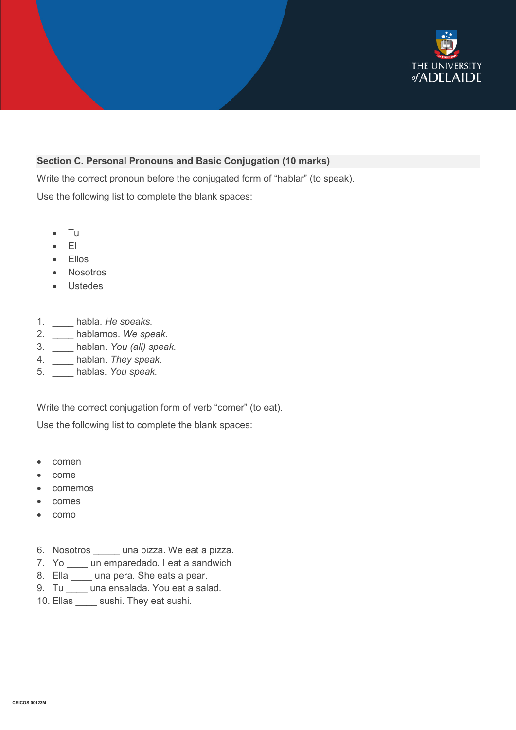**Section C. Personal Pronouns and Basic Conjugation (10 marks)**

Write the correct pronoun before the conjugated form of "hablar" (to speak).

Use the following list to complete the blank spaces:

- Tu
- El
- Ellos
- Nosotros
- Ustedes

1. ____ habla. *He speaks.*
2. ____ hablamos. *We speak.*
3. ____ hablan. *You (all) speak.*
4. ____ hablan. *They speak.*
5. ____ hablas. *You speak.*

Write the correct conjugation form of verb "comer" (to eat).

Use the following list to complete the blank spaces:

- comen
- come
- comemos
- comes
- como

6. Nosotros _____ una pizza. We eat a pizza.
7. Yo ____ un emparedado. I eat a sandwich
8. Ella ____ una pera. She eats a pear.
9. Tu ____ una ensalada. You eat a salad.
10. Ellas ____ sushi. They eat sushi.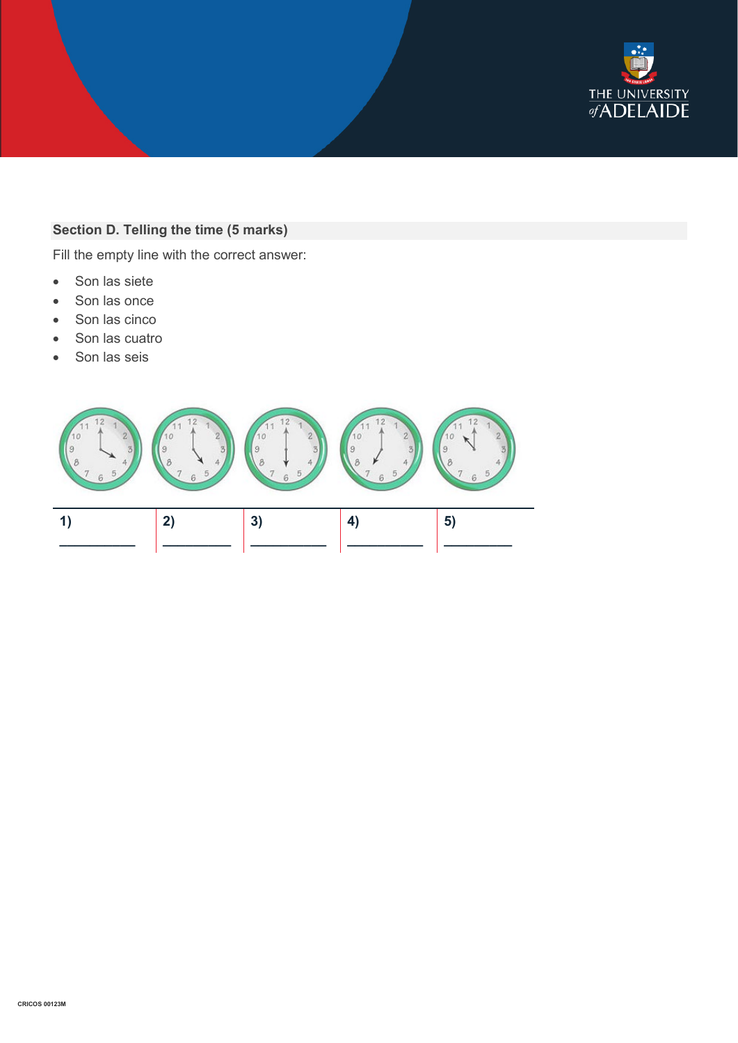## Section D. Telling the time (5 marks)

Fill the empty line with the correct answer:

- Son las siete
- Son las once
- Son las cinco
- Son las cuatro
- Son las seis

| 1) | 2) | 3) | 4) | 5) |
|---|---|---|---|---|
| __________ | __________ | __________ | __________ | __________ |

CRICOS 00123M